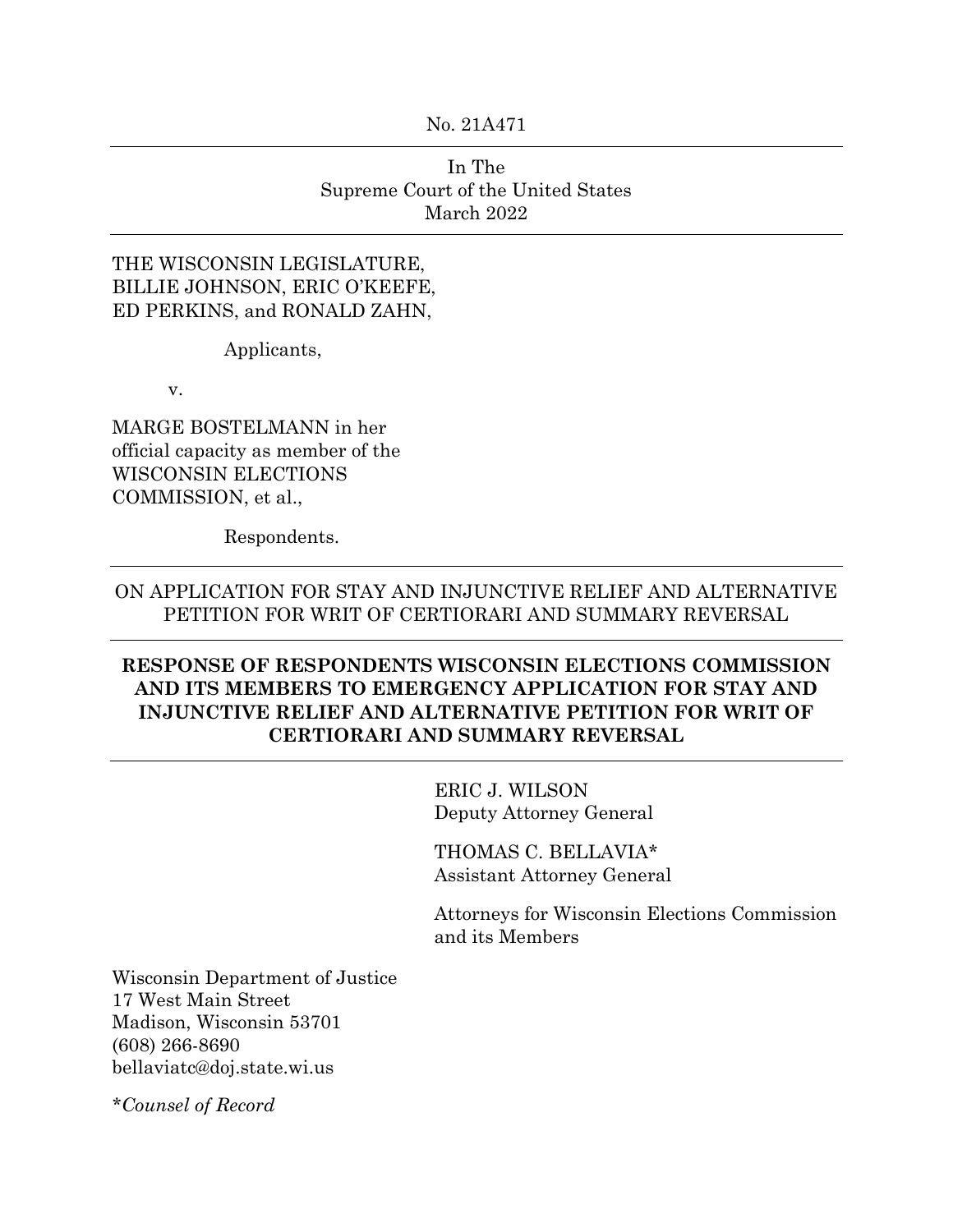No. 21A471

---

In The
Supreme Court of the United States
March 2022

---

THE WISCONSIN LEGISLATURE,
BILLIE JOHNSON, ERIC O'KEEFE,
ED PERKINS, and RONALD ZAHN,

Applicants,

v.

MARGE BOSTELMANN in her
official capacity as member of the
WISCONSIN ELECTIONS
COMMISSION, et al.,

Respondents.

---

ON APPLICATION FOR STAY AND INJUNCTIVE RELIEF AND ALTERNATIVE PETITION FOR WRIT OF CERTIORARI AND SUMMARY REVERSAL

---

**RESPONSE OF RESPONDENTS WISCONSIN ELECTIONS COMMISSION AND ITS MEMBERS TO EMERGENCY APPLICATION FOR STAY AND INJUNCTIVE RELIEF AND ALTERNATIVE PETITION FOR WRIT OF CERTIORARI AND SUMMARY REVERSAL**

---

ERIC J. WILSON
Deputy Attorney General

THOMAS C. BELLAVIA*
Assistant Attorney General

Attorneys for Wisconsin Elections Commission and its Members

Wisconsin Department of Justice
17 West Main Street
Madison, Wisconsin 53701
(608) 266-8690
bellaviatc@doj.state.wi.us

**Counsel of Record*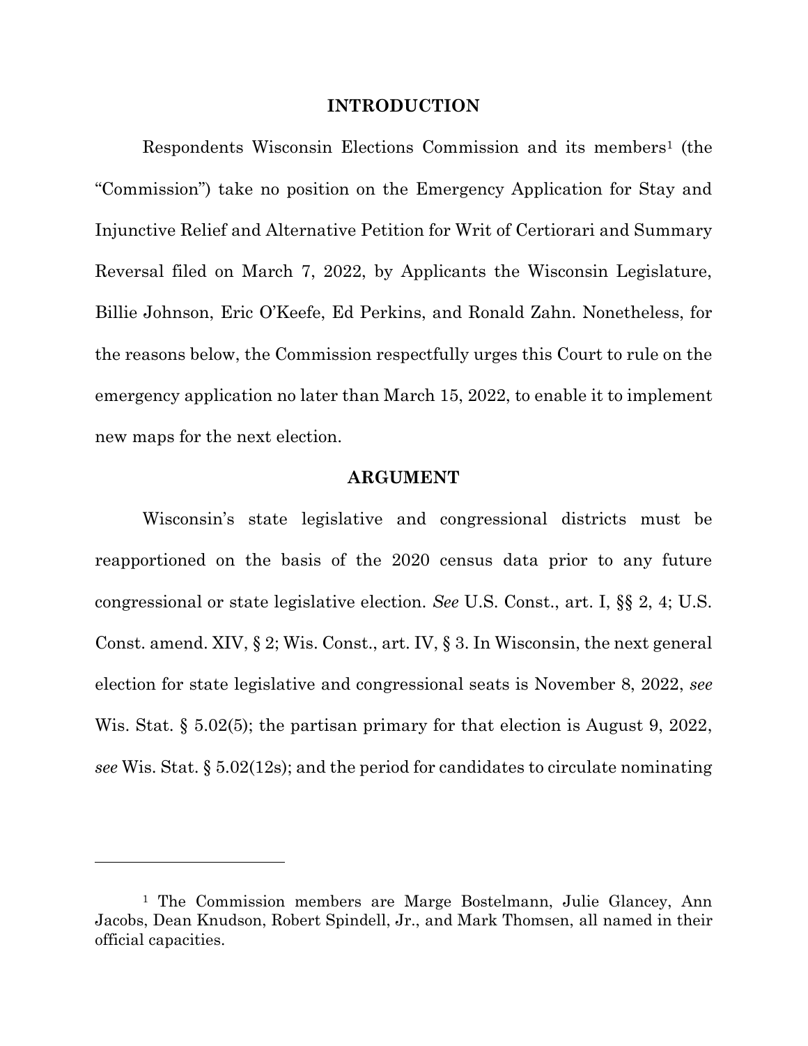## INTRODUCTION

Respondents Wisconsin Elections Commission and its members[1] (the "Commission") take no position on the Emergency Application for Stay and Injunctive Relief and Alternative Petition for Writ of Certiorari and Summary Reversal filed on March 7, 2022, by Applicants the Wisconsin Legislature, Billie Johnson, Eric O'Keefe, Ed Perkins, and Ronald Zahn. Nonetheless, for the reasons below, the Commission respectfully urges this Court to rule on the emergency application no later than March 15, 2022, to enable it to implement new maps for the next election.

## ARGUMENT

Wisconsin's state legislative and congressional districts must be reapportioned on the basis of the 2020 census data prior to any future congressional or state legislative election. *See* U.S. Const., art. I, §§ 2, 4; U.S. Const. amend. XIV, § 2; Wis. Const., art. IV, § 3. In Wisconsin, the next general election for state legislative and congressional seats is November 8, 2022, *see* Wis. Stat. § 5.02(5); the partisan primary for that election is August 9, 2022, *see* Wis. Stat. § 5.02(12s); and the period for candidates to circulate nominating

---

[1] The Commission members are Marge Bostelmann, Julie Glancey, Ann Jacobs, Dean Knudson, Robert Spindell, Jr., and Mark Thomsen, all named in their official capacities.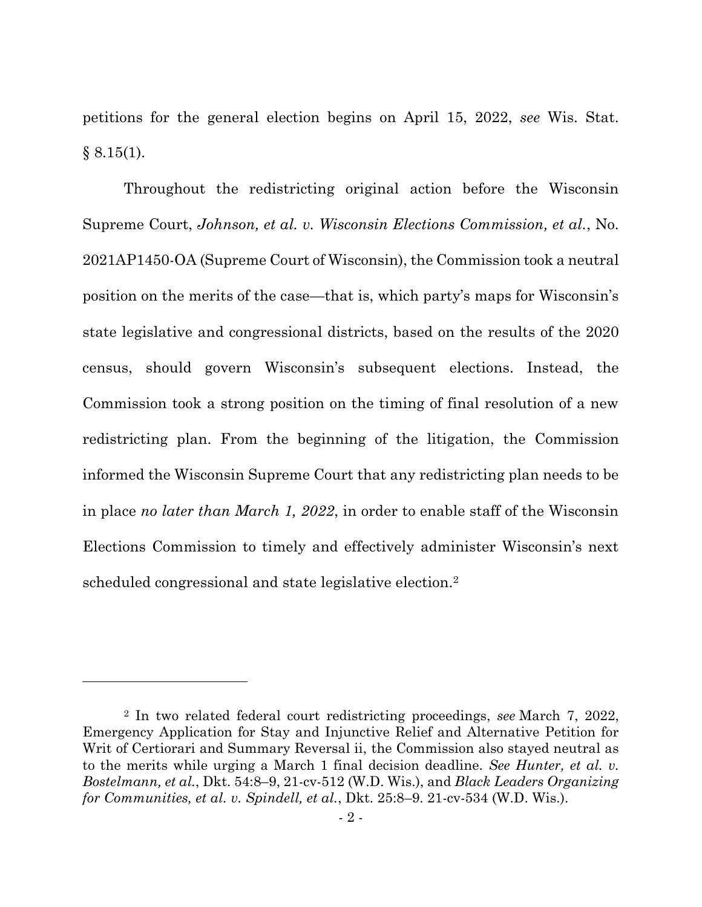petitions for the general election begins on April 15, 2022, *see* Wis. Stat. § 8.15(1).

Throughout the redistricting original action before the Wisconsin Supreme Court, *Johnson, et al. v. Wisconsin Elections Commission, et al.*, No. 2021AP1450-OA (Supreme Court of Wisconsin), the Commission took a neutral position on the merits of the case—that is, which party's maps for Wisconsin's state legislative and congressional districts, based on the results of the 2020 census, should govern Wisconsin's subsequent elections. Instead, the Commission took a strong position on the timing of final resolution of a new redistricting plan. From the beginning of the litigation, the Commission informed the Wisconsin Supreme Court that any redistricting plan needs to be in place *no later than March 1, 2022*, in order to enable staff of the Wisconsin Elections Commission to timely and effectively administer Wisconsin's next scheduled congressional and state legislative election.[2]

---

[2] In two related federal court redistricting proceedings, *see* March 7, 2022, Emergency Application for Stay and Injunctive Relief and Alternative Petition for Writ of Certiorari and Summary Reversal ii, the Commission also stayed neutral as to the merits while urging a March 1 final decision deadline. *See Hunter, et al. v. Bostelmann, et al.*, Dkt. 54:8–9, 21-cv-512 (W.D. Wis.), and *Black Leaders Organizing for Communities, et al. v. Spindell, et al.*, Dkt. 25:8–9. 21-cv-534 (W.D. Wis.).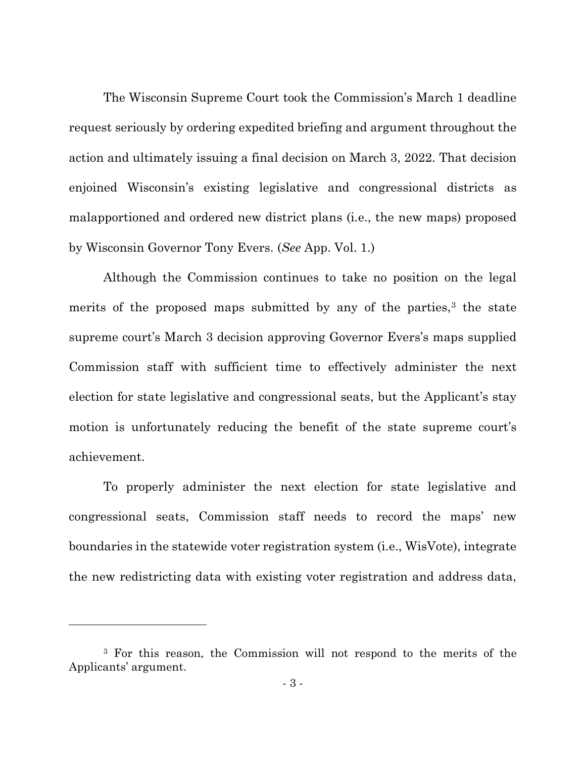The Wisconsin Supreme Court took the Commission's March 1 deadline request seriously by ordering expedited briefing and argument throughout the action and ultimately issuing a final decision on March 3, 2022. That decision enjoined Wisconsin's existing legislative and congressional districts as malapportioned and ordered new district plans (i.e., the new maps) proposed by Wisconsin Governor Tony Evers. (*See* App. Vol. 1.)

Although the Commission continues to take no position on the legal merits of the proposed maps submitted by any of the parties,[3] the state supreme court's March 3 decision approving Governor Evers's maps supplied Commission staff with sufficient time to effectively administer the next election for state legislative and congressional seats, but the Applicant's stay motion is unfortunately reducing the benefit of the state supreme court's achievement.

To properly administer the next election for state legislative and congressional seats, Commission staff needs to record the maps' new boundaries in the statewide voter registration system (i.e., WisVote), integrate the new redistricting data with existing voter registration and address data,

---

[3] For this reason, the Commission will not respond to the merits of the Applicants' argument.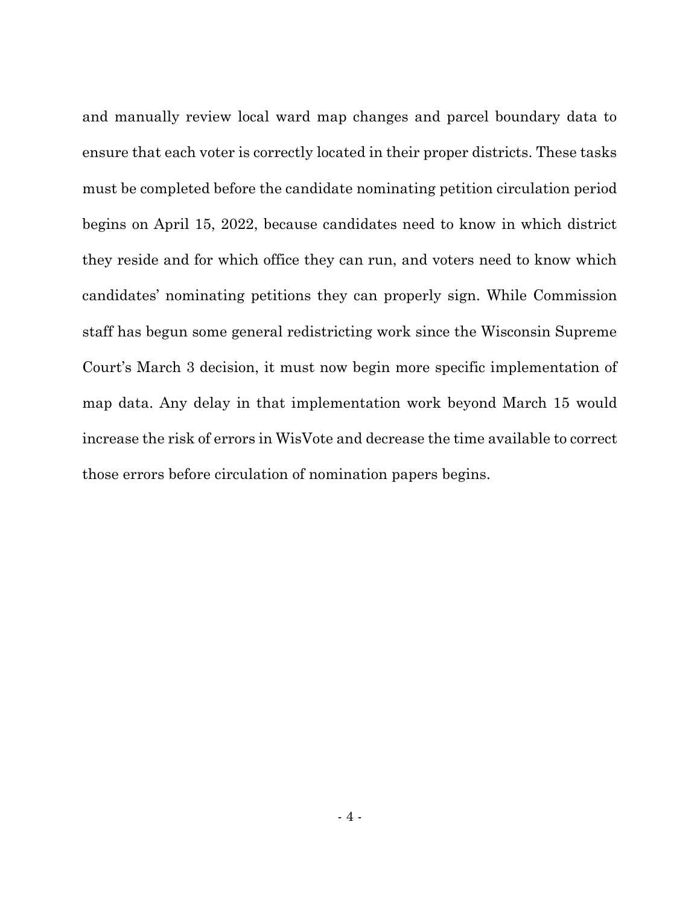and manually review local ward map changes and parcel boundary data to ensure that each voter is correctly located in their proper districts. These tasks must be completed before the candidate nominating petition circulation period begins on April 15, 2022, because candidates need to know in which district they reside and for which office they can run, and voters need to know which candidates' nominating petitions they can properly sign. While Commission staff has begun some general redistricting work since the Wisconsin Supreme Court's March 3 decision, it must now begin more specific implementation of map data. Any delay in that implementation work beyond March 15 would increase the risk of errors in WisVote and decrease the time available to correct those errors before circulation of nomination papers begins.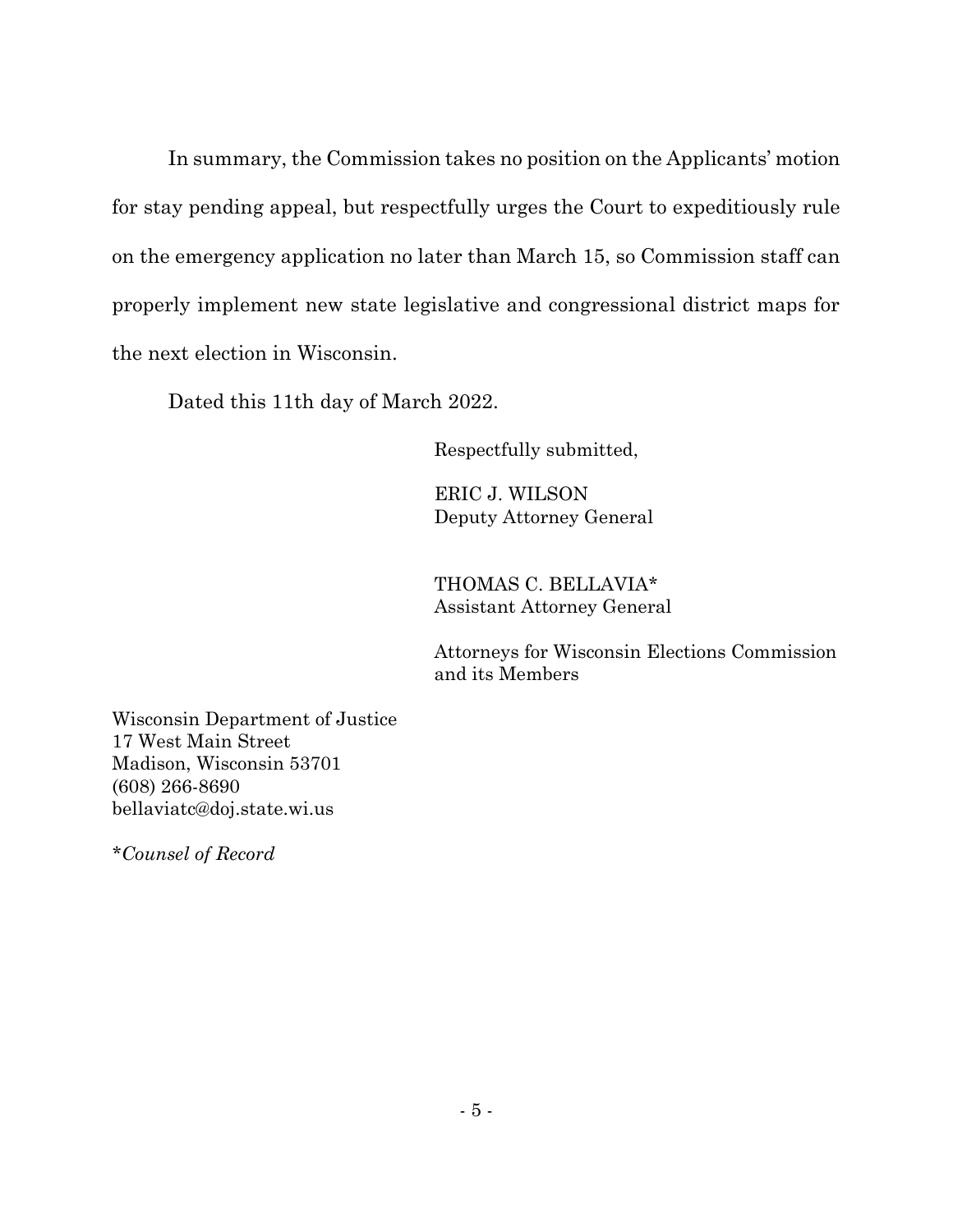In summary, the Commission takes no position on the Applicants' motion for stay pending appeal, but respectfully urges the Court to expeditiously rule on the emergency application no later than March 15, so Commission staff can properly implement new state legislative and congressional district maps for the next election in Wisconsin.

Dated this 11th day of March 2022.

Respectfully submitted,

ERIC J. WILSON
Deputy Attorney General

THOMAS C. BELLAVIA*
Assistant Attorney General

Attorneys for Wisconsin Elections Commission and its Members

Wisconsin Department of Justice
17 West Main Street
Madison, Wisconsin 53701
(608) 266-8690
bellaviatc@doj.state.wi.us

**Counsel of Record*